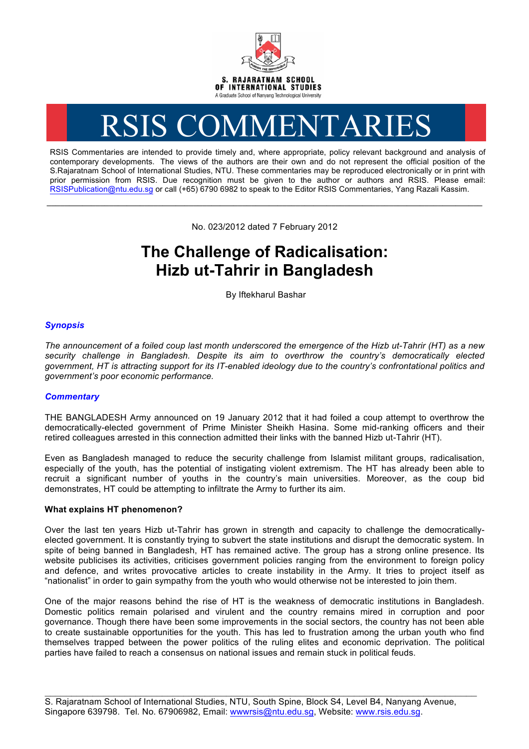S. RAJARATNAM SCHOOL OF INTERNATIONAL STUDIES
A Graduate School of Nanyang Technological University

# RSIS COMMENTARIES

RSIS Commentaries are intended to provide timely and, where appropriate, policy relevant background and analysis of contemporary developments. The views of the authors are their own and do not represent the official position of the S.Rajaratnam School of International Studies, NTU. These commentaries may be reproduced electronically or in print with prior permission from RSIS. Due recognition must be given to the author or authors and RSIS. Please email: RSISPublication@ntu.edu.sg or call (+65) 6790 6982 to speak to the Editor RSIS Commentaries, Yang Razali Kassim.

---

No. 023/2012 dated 7 February 2012

## The Challenge of Radicalisation: Hizb ut-Tahrir in Bangladesh

By Iftekharul Bashar

### *Synopsis*

*The announcement of a foiled coup last month underscored the emergence of the Hizb ut-Tahrir (HT) as a new security challenge in Bangladesh. Despite its aim to overthrow the country's democratically elected government, HT is attracting support for its IT-enabled ideology due to the country's confrontational politics and government's poor economic performance.*

### *Commentary*

THE BANGLADESH Army announced on 19 January 2012 that it had foiled a coup attempt to overthrow the democratically-elected government of Prime Minister Sheikh Hasina. Some mid-ranking officers and their retired colleagues arrested in this connection admitted their links with the banned Hizb ut-Tahrir (HT).

Even as Bangladesh managed to reduce the security challenge from Islamist militant groups, radicalisation, especially of the youth, has the potential of instigating violent extremism. The HT has already been able to recruit a significant number of youths in the country's main universities. Moreover, as the coup bid demonstrates, HT could be attempting to infiltrate the Army to further its aim.

**What explains HT phenomenon?**

Over the last ten years Hizb ut-Tahrir has grown in strength and capacity to challenge the democratically-elected government. It is constantly trying to subvert the state institutions and disrupt the democratic system. In spite of being banned in Bangladesh, HT has remained active. The group has a strong online presence. Its website publicises its activities, criticises government policies ranging from the environment to foreign policy and defence, and writes provocative articles to create instability in the Army. It tries to project itself as "nationalist" in order to gain sympathy from the youth who would otherwise not be interested to join them.

One of the major reasons behind the rise of HT is the weakness of democratic institutions in Bangladesh. Domestic politics remain polarised and virulent and the country remains mired in corruption and poor governance. Though there have been some improvements in the social sectors, the country has not been able to create sustainable opportunities for the youth. This has led to frustration among the urban youth who find themselves trapped between the power politics of the ruling elites and economic deprivation. The political parties have failed to reach a consensus on national issues and remain stuck in political feuds.

---

S. Rajaratnam School of International Studies, NTU, South Spine, Block S4, Level B4, Nanyang Avenue, Singapore 639798. Tel. No. 67906982, Email: wwwrsis@ntu.edu.sg, Website: www.rsis.edu.sg.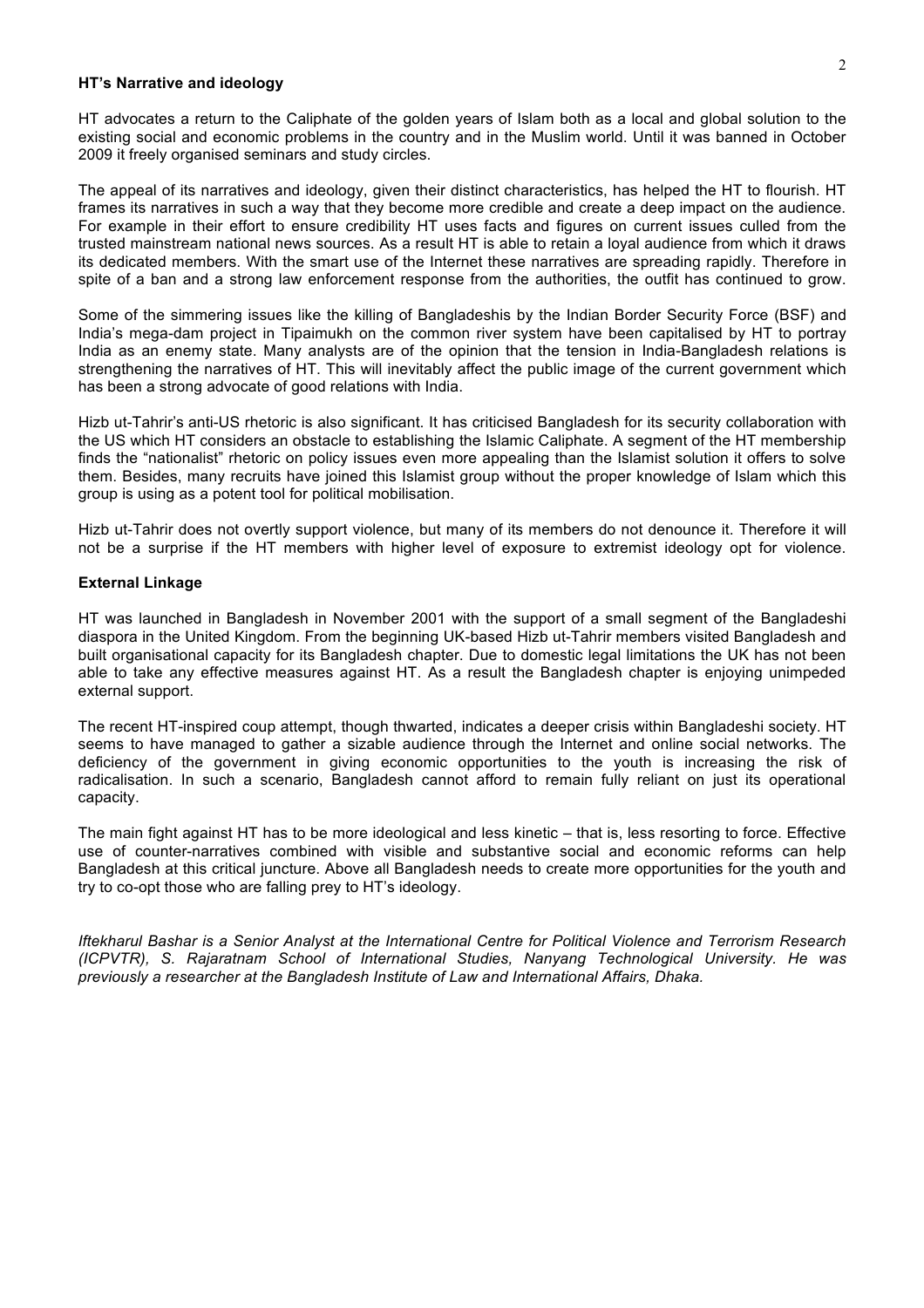**HT's Narrative and ideology**

HT advocates a return to the Caliphate of the golden years of Islam both as a local and global solution to the existing social and economic problems in the country and in the Muslim world. Until it was banned in October 2009 it freely organised seminars and study circles.

The appeal of its narratives and ideology, given their distinct characteristics, has helped the HT to flourish. HT frames its narratives in such a way that they become more credible and create a deep impact on the audience. For example in their effort to ensure credibility HT uses facts and figures on current issues culled from the trusted mainstream national news sources. As a result HT is able to retain a loyal audience from which it draws its dedicated members. With the smart use of the Internet these narratives are spreading rapidly. Therefore in spite of a ban and a strong law enforcement response from the authorities, the outfit has continued to grow.

Some of the simmering issues like the killing of Bangladeshis by the Indian Border Security Force (BSF) and India's mega-dam project in Tipaimukh on the common river system have been capitalised by HT to portray India as an enemy state. Many analysts are of the opinion that the tension in India-Bangladesh relations is strengthening the narratives of HT. This will inevitably affect the public image of the current government which has been a strong advocate of good relations with India.

Hizb ut-Tahrir's anti-US rhetoric is also significant. It has criticised Bangladesh for its security collaboration with the US which HT considers an obstacle to establishing the Islamic Caliphate. A segment of the HT membership finds the "nationalist" rhetoric on policy issues even more appealing than the Islamist solution it offers to solve them. Besides, many recruits have joined this Islamist group without the proper knowledge of Islam which this group is using as a potent tool for political mobilisation.

Hizb ut-Tahrir does not overtly support violence, but many of its members do not denounce it. Therefore it will not be a surprise if the HT members with higher level of exposure to extremist ideology opt for violence.

**External Linkage**

HT was launched in Bangladesh in November 2001 with the support of a small segment of the Bangladeshi diaspora in the United Kingdom. From the beginning UK-based Hizb ut-Tahrir members visited Bangladesh and built organisational capacity for its Bangladesh chapter. Due to domestic legal limitations the UK has not been able to take any effective measures against HT. As a result the Bangladesh chapter is enjoying unimpeded external support.

The recent HT-inspired coup attempt, though thwarted, indicates a deeper crisis within Bangladeshi society. HT seems to have managed to gather a sizable audience through the Internet and online social networks. The deficiency of the government in giving economic opportunities to the youth is increasing the risk of radicalisation. In such a scenario, Bangladesh cannot afford to remain fully reliant on just its operational capacity.

The main fight against HT has to be more ideological and less kinetic – that is, less resorting to force. Effective use of counter-narratives combined with visible and substantive social and economic reforms can help Bangladesh at this critical juncture. Above all Bangladesh needs to create more opportunities for the youth and try to co-opt those who are falling prey to HT's ideology.

*Iftekharul Bashar is a Senior Analyst at the International Centre for Political Violence and Terrorism Research (ICPVTR), S. Rajaratnam School of International Studies, Nanyang Technological University. He was previously a researcher at the Bangladesh Institute of Law and International Affairs, Dhaka.*